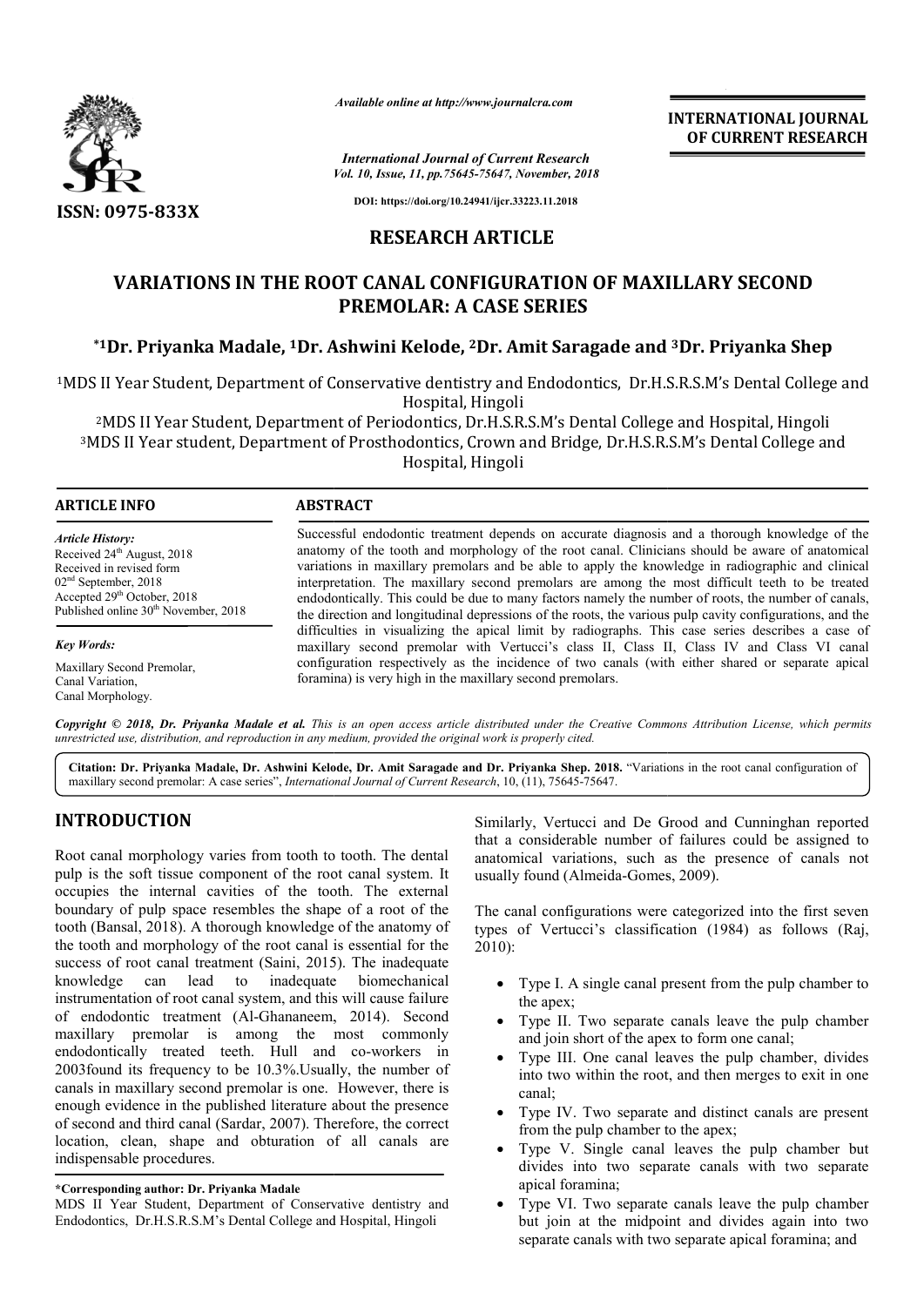*Available online at http://www.journalcra.com*

**INTERNATIONAL JOURNAL OF CURRENT RESEARCH**

*International Journal of Current Research*
*Vol. 10, Issue, 11, pp.75645-75647, November, 2018*

**DOI: https://doi.org/10.24941/ijcr.33223.11.2018**

**ISSN: 0975-833X**

**RESEARCH ARTICLE**

# VARIATIONS IN THE ROOT CANAL CONFIGURATION OF MAXILLARY SECOND PREMOLAR: A CASE SERIES

**[*1]Dr. Priyanka Madale, [1]Dr. Ashwini Kelode, [2]Dr. Amit Saragade and [3]Dr. Priyanka Shep**

[1]MDS II Year Student, Department of Conservative dentistry and Endodontics, Dr.H.S.R.S.M's Dental College and Hospital, Hingoli

[2]MDS II Year Student, Department of Periodontics, Dr.H.S.R.S.M's Dental College and Hospital, Hingoli

[3]MDS II Year student, Department of Prosthodontics, Crown and Bridge, Dr.H.S.R.S.M's Dental College and Hospital, Hingoli

## ARTICLE INFO

*Article History:*
Received 24th August, 2018
Received in revised form 02nd September, 2018
Accepted 29th October, 2018
Published online 30th November, 2018

*Key Words:*
Maxillary Second Premolar,
Canal Variation,
Canal Morphology.

## ABSTRACT

Successful endodontic treatment depends on accurate diagnosis and a thorough knowledge of the anatomy of the tooth and morphology of the root canal. Clinicians should be aware of anatomical variations in maxillary premolars and be able to apply the knowledge in radiographic and clinical interpretation. The maxillary second premolars are among the most difficult teeth to be treated endodontically. This could be due to many factors namely the number of roots, the number of canals, the direction and longitudinal depressions of the roots, the various pulp cavity configurations, and the difficulties in visualizing the apical limit by radiographs. This case series describes a case of maxillary second premolar with Vertucci's class II, Class II, Class IV and Class VI canal configuration respectively as the incidence of two canals (with either shared or separate apical foramina) is very high in the maxillary second premolars.

*Copyright © 2018, Dr. Priyanka Madale et al. This is an open access article distributed under the Creative Commons Attribution License, which permits unrestricted use, distribution, and reproduction in any medium, provided the original work is properly cited.*

**Citation: Dr. Priyanka Madale, Dr. Ashwini Kelode, Dr. Amit Saragade and Dr. Priyanka Shep. 2018.** "Variations in the root canal configuration of maxillary second premolar: A case series", *International Journal of Current Research*, 10, (11), 75645-75647.

## INTRODUCTION

Root canal morphology varies from tooth to tooth. The dental pulp is the soft tissue component of the root canal system. It occupies the internal cavities of the tooth. The external boundary of pulp space resembles the shape of a root of the tooth (Bansal, 2018). A thorough knowledge of the anatomy of the tooth and morphology of the root canal is essential for the success of root canal treatment (Saini, 2015). The inadequate knowledge can lead to inadequate biomechanical instrumentation of root canal system, and this will cause failure of endodontic treatment (Al-Ghananeem, 2014). Second maxillary premolar is among the most commonly endodontically treated teeth. Hull and co-workers in 2003found its frequency to be 10.3%.Usually, the number of canals in maxillary second premolar is one. However, there is enough evidence in the published literature about the presence of second and third canal (Sardar, 2007). Therefore, the correct location, clean, shape and obturation of all canals are indispensable procedures.

Similarly, Vertucci and De Grood and Cunninghan reported that a considerable number of failures could be assigned to anatomical variations, such as the presence of canals not usually found (Almeida-Gomes, 2009).

The canal configurations were categorized into the first seven types of Vertucci's classification (1984) as follows (Raj, 2010):

- Type I. A single canal present from the pulp chamber to the apex;
- Type II. Two separate canals leave the pulp chamber and join short of the apex to form one canal;
- Type III. One canal leaves the pulp chamber, divides into two within the root, and then merges to exit in one canal;
- Type IV. Two separate and distinct canals are present from the pulp chamber to the apex;
- Type V. Single canal leaves the pulp chamber but divides into two separate canals with two separate apical foramina;
- Type VI. Two separate canals leave the pulp chamber but join at the midpoint and divides again into two separate canals with two separate apical foramina; and

\*Corresponding author: Dr. Priyanka Madale
MDS II Year Student, Department of Conservative dentistry and Endodontics, Dr.H.S.R.S.M's Dental College and Hospital, Hingoli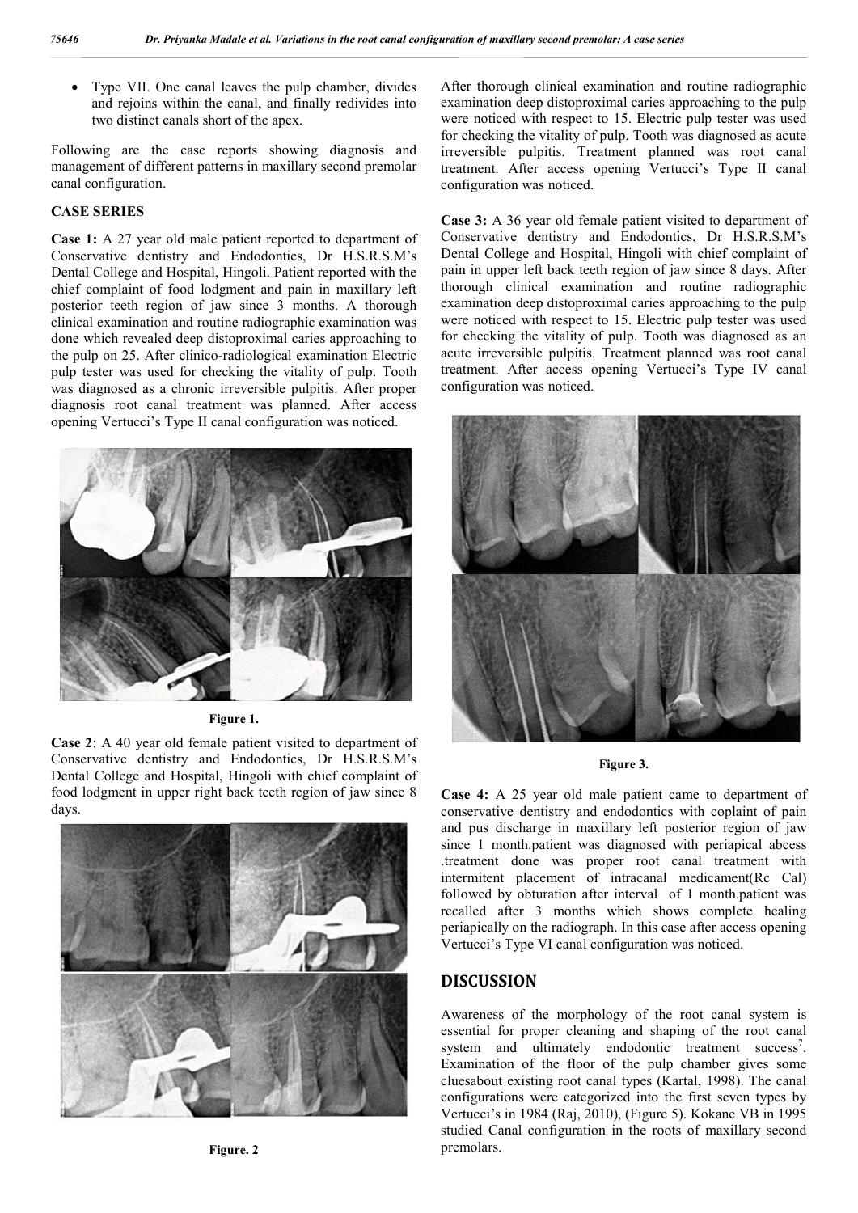- Type VII. One canal leaves the pulp chamber, divides and rejoins within the canal, and finally redivides into two distinct canals short of the apex.

Following are the case reports showing diagnosis and management of different patterns in maxillary second premolar canal configuration.

## CASE SERIES

**Case 1:** A 27 year old male patient reported to department of Conservative dentistry and Endodontics, Dr H.S.R.S.M's Dental College and Hospital, Hingoli. Patient reported with the chief complaint of food lodgment and pain in maxillary left posterior teeth region of jaw since 3 months. A thorough clinical examination and routine radiographic examination was done which revealed deep distoproximal caries approaching to the pulp on 25. After clinico-radiological examination Electric pulp tester was used for checking the vitality of pulp. Tooth was diagnosed as a chronic irreversible pulpitis. After proper diagnosis root canal treatment was planned. After access opening Vertucci's Type II canal configuration was noticed.

Figure 1.

**Case 2**: A 40 year old female patient visited to department of Conservative dentistry and Endodontics, Dr H.S.R.S.M's Dental College and Hospital, Hingoli with chief complaint of food lodgment in upper right back teeth region of jaw since 8 days.

Figure. 2

After thorough clinical examination and routine radiographic examination deep distoproximal caries approaching to the pulp were noticed with respect to 15. Electric pulp tester was used for checking the vitality of pulp. Tooth was diagnosed as acute irreversible pulpitis. Treatment planned was root canal treatment. After access opening Vertucci's Type II canal configuration was noticed.

**Case 3:** A 36 year old female patient visited to department of Conservative dentistry and Endodontics, Dr H.S.R.S.M's Dental College and Hospital, Hingoli with chief complaint of pain in upper left back teeth region of jaw since 8 days. After thorough clinical examination and routine radiographic examination deep distoproximal caries approaching to the pulp were noticed with respect to 15. Electric pulp tester was used for checking the vitality of pulp. Tooth was diagnosed as an acute irreversible pulpitis. Treatment planned was root canal treatment. After access opening Vertucci's Type IV canal configuration was noticed.

Figure 3.

**Case 4:** A 25 year old male patient came to department of conservative dentistry and endodontics with coplaint of pain and pus discharge in maxillary left posterior region of jaw since 1 month.patient was diagnosed with periapical abcess .treatment done was proper root canal treatment with intermitent placement of intracanal medicament(Rc Cal) followed by obturation after interval of 1 month.patient was recalled after 3 months which shows complete healing periapically on the radiograph. In this case after access opening Vertucci's Type VI canal configuration was noticed.

## DISCUSSION

Awareness of the morphology of the root canal system is essential for proper cleaning and shaping of the root canal system and ultimately endodontic treatment success[7]. Examination of the floor of the pulp chamber gives some cluesabout existing root canal types (Kartal, 1998). The canal configurations were categorized into the first seven types by Vertucci's in 1984 (Raj, 2010), (Figure 5). Kokane VB in 1995 studied Canal configuration in the roots of maxillary second premolars.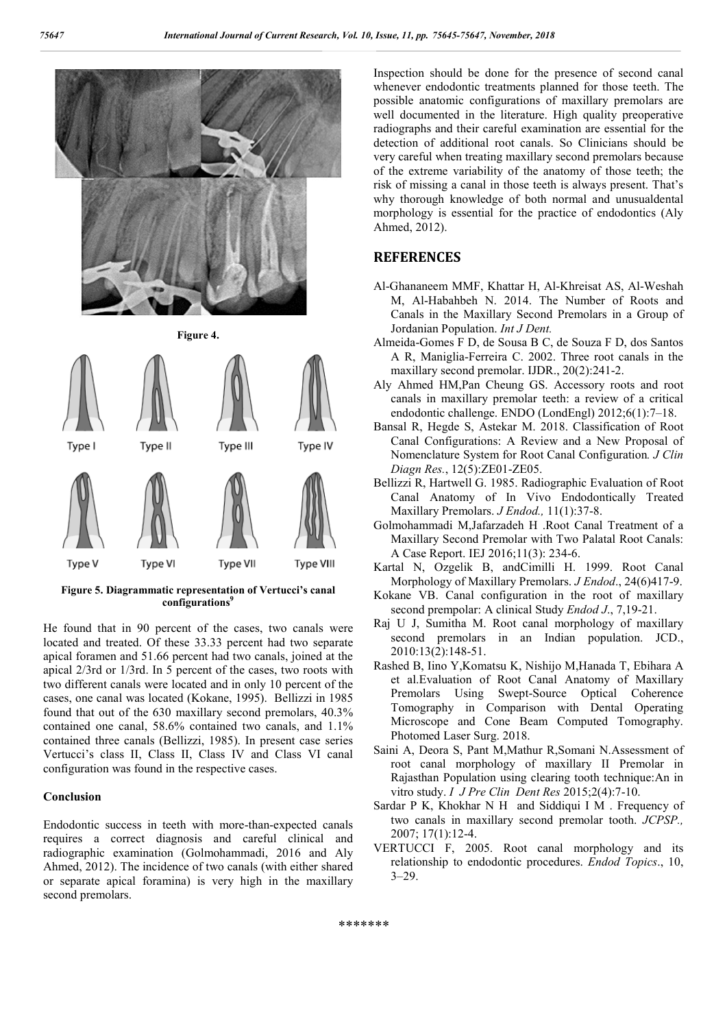Figure 4.

Type I Type II Type III Type IV

Type V Type VI Type VII Type VIII

Figure 5. Diagrammatic representation of Vertucci's canal configurations[9]

He found that in 90 percent of the cases, two canals were located and treated. Of these 33.33 percent had two separate apical foramen and 51.66 percent had two canals, joined at the apical 2/3rd or 1/3rd. In 5 percent of the cases, two roots with two different canals were located and in only 10 percent of the cases, one canal was located (Kokane, 1995). Bellizzi in 1985 found that out of the 630 maxillary second premolars, 40.3% contained one canal, 58.6% contained two canals, and 1.1% contained three canals (Bellizzi, 1985). In present case series Vertucci's class II, Class II, Class IV and Class VI canal configuration was found in the respective cases.

## Conclusion

Endodontic success in teeth with more-than-expected canals requires a correct diagnosis and careful clinical and radiographic examination (Golmohammadi, 2016 and Aly Ahmed, 2012). The incidence of two canals (with either shared or separate apical foramina) is very high in the maxillary second premolars. Inspection should be done for the presence of second canal whenever endodontic treatments planned for those teeth. The possible anatomic configurations of maxillary premolars are well documented in the literature. High quality preoperative radiographs and their careful examination are essential for the detection of additional root canals. So Clinicians should be very careful when treating maxillary second premolars because of the extreme variability of the anatomy of those teeth; the risk of missing a canal in those teeth is always present. That's why thorough knowledge of both normal and unusualdental morphology is essential for the practice of endodontics (Aly Ahmed, 2012).

## REFERENCES

Al-Ghananeem MMF, Khattar H, Al-Khreisat AS, Al-Weshah M, Al-Habahbeh N. 2014. The Number of Roots and Canals in the Maxillary Second Premolars in a Group of Jordanian Population. *Int J Dent.*

Almeida-Gomes F D, de Sousa B C, de Souza F D, dos Santos A R, Maniglia-Ferreira C. 2002. Three root canals in the maxillary second premolar. IJDR., 20(2):241-2.

Aly Ahmed HM,Pan Cheung GS. Accessory roots and root canals in maxillary premolar teeth: a review of a critical endodontic challenge. ENDO (LondEngl) 2012;6(1):7–18.

Bansal R, Hegde S, Astekar M. 2018. Classification of Root Canal Configurations: A Review and a New Proposal of Nomenclature System for Root Canal Configuration*. J Clin Diagn Res.*, 12(5):ZE01-ZE05.

Bellizzi R, Hartwell G. 1985. Radiographic Evaluation of Root Canal Anatomy of In Vivo Endodontically Treated Maxillary Premolars. *J Endod.,* 11(1):37-8.

Golmohammadi M,Jafarzadeh H .Root Canal Treatment of a Maxillary Second Premolar with Two Palatal Root Canals: A Case Report. IEJ 2016;11(3): 234-6.

Kartal N, Ozgelik B, andCimilli H. 1999. Root Canal Morphology of Maxillary Premolars. *J Endod*., 24(6)417-9.

Kokane VB. Canal configuration in the root of maxillary second prempolar: A clinical Study *Endod J*., 7,19-21.

Raj U J, Sumitha M. Root canal morphology of maxillary second premolars in an Indian population. JCD., 2010:13(2):148-51.

Rashed B, Iino Y,Komatsu K, Nishijo M,Hanada T, Ebihara A et al.Evaluation of Root Canal Anatomy of Maxillary Premolars Using Swept-Source Optical Coherence Tomography in Comparison with Dental Operating Microscope and Cone Beam Computed Tomography. Photomed Laser Surg. 2018.

Saini A, Deora S, Pant M,Mathur R,Somani N.Assessment of root canal morphology of maxillary II Premolar in Rajasthan Population using clearing tooth technique:An in vitro study. *I J Pre Clin Dent Res* 2015;2(4):7-10.

Sardar P K, Khokhar N H and Siddiqui I M . Frequency of two canals in maxillary second premolar tooth. *JCPSP.,* 2007; 17(1):12-4.

VERTUCCI F, 2005. Root canal morphology and its relationship to endodontic procedures. *Endod Topics*., 10, 3–29.

*******